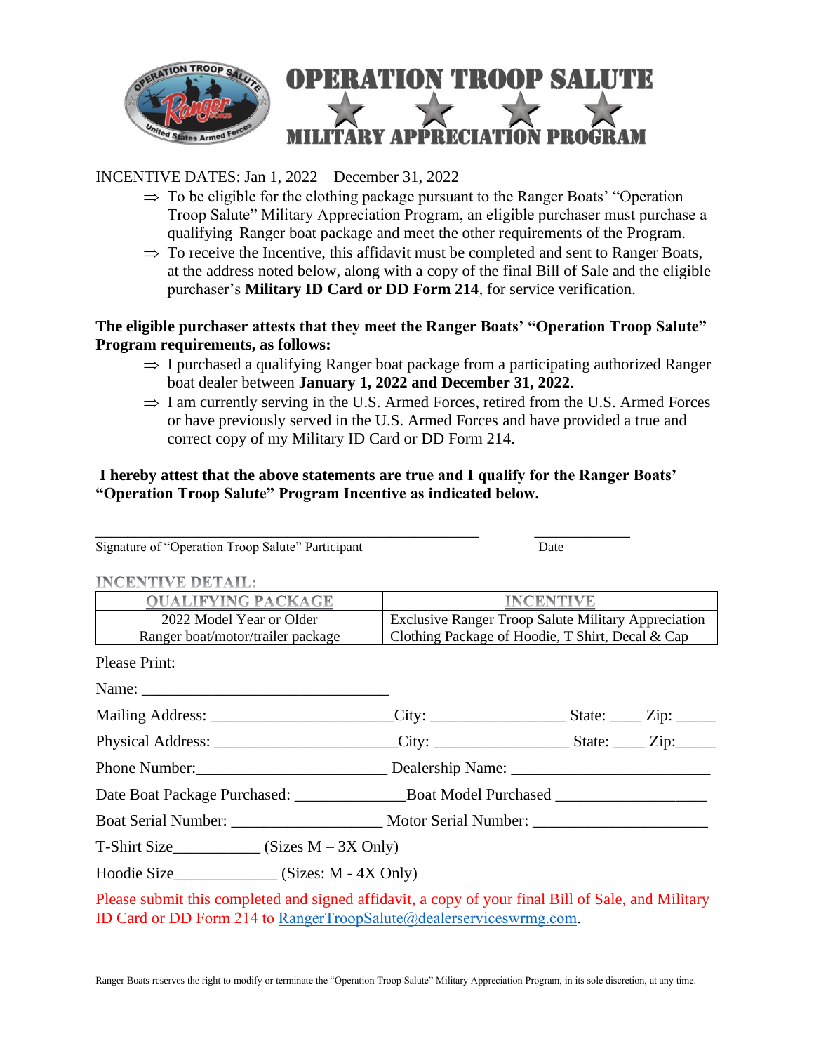# OPERATION TROOP SALUTE

## MILITARY APPRECIATION PROGRAM

INCENTIVE DATES: Jan 1, 2022 – December 31, 2022

- ⇒ To be eligible for the clothing package pursuant to the Ranger Boats' "Operation Troop Salute" Military Appreciation Program, an eligible purchaser must purchase a qualifying Ranger boat package and meet the other requirements of the Program.
- ⇒ To receive the Incentive, this affidavit must be completed and sent to Ranger Boats, at the address noted below, along with a copy of the final Bill of Sale and the eligible purchaser's **Military ID Card or DD Form 214**, for service verification.

**The eligible purchaser attests that they meet the Ranger Boats' "Operation Troop Salute" Program requirements, as follows:**

- ⇒ I purchased a qualifying Ranger boat package from a participating authorized Ranger boat dealer between **January 1, 2022 and December 31, 2022**.
- ⇒ I am currently serving in the U.S. Armed Forces, retired from the U.S. Armed Forces or have previously served in the U.S. Armed Forces and have provided a true and correct copy of my Military ID Card or DD Form 214.

**I hereby attest that the above statements are true and I qualify for the Ranger Boats' "Operation Troop Salute" Program Incentive as indicated below.**

_______________________________________________ ____________

Signature of "Operation Troop Salute" Participant Date

**INCENTIVE DETAIL:**

| QUALIFYING PACKAGE | INCENTIVE |
|---|---|
| 2022 Model Year or Older Ranger boat/motor/trailer package | Exclusive Ranger Troop Salute Military Appreciation Clothing Package of Hoodie, T Shirt, Decal & Cap |

Please Print:

Name: ______________________________

Mailing Address: ______________________City: ________________ State: ____ Zip: _____

Physical Address: ______________________City: ________________ State: ____ Zip:_____

Phone Number:______________________ Dealership Name: ________________________

Date Boat Package Purchased: _____________Boat Model Purchased __________________

Boat Serial Number: __________________ Motor Serial Number: _____________________

T-Shirt Size__________ (Sizes M – 3X Only)

Hoodie Size____________ (Sizes: M - 4X Only)

Please submit this completed and signed affidavit, a copy of your final Bill of Sale, and Military ID Card or DD Form 214 to RangerTroopSalute@dealerserviceswrmg.com.

Ranger Boats reserves the right to modify or terminate the "Operation Troop Salute" Military Appreciation Program, in its sole discretion, at any time.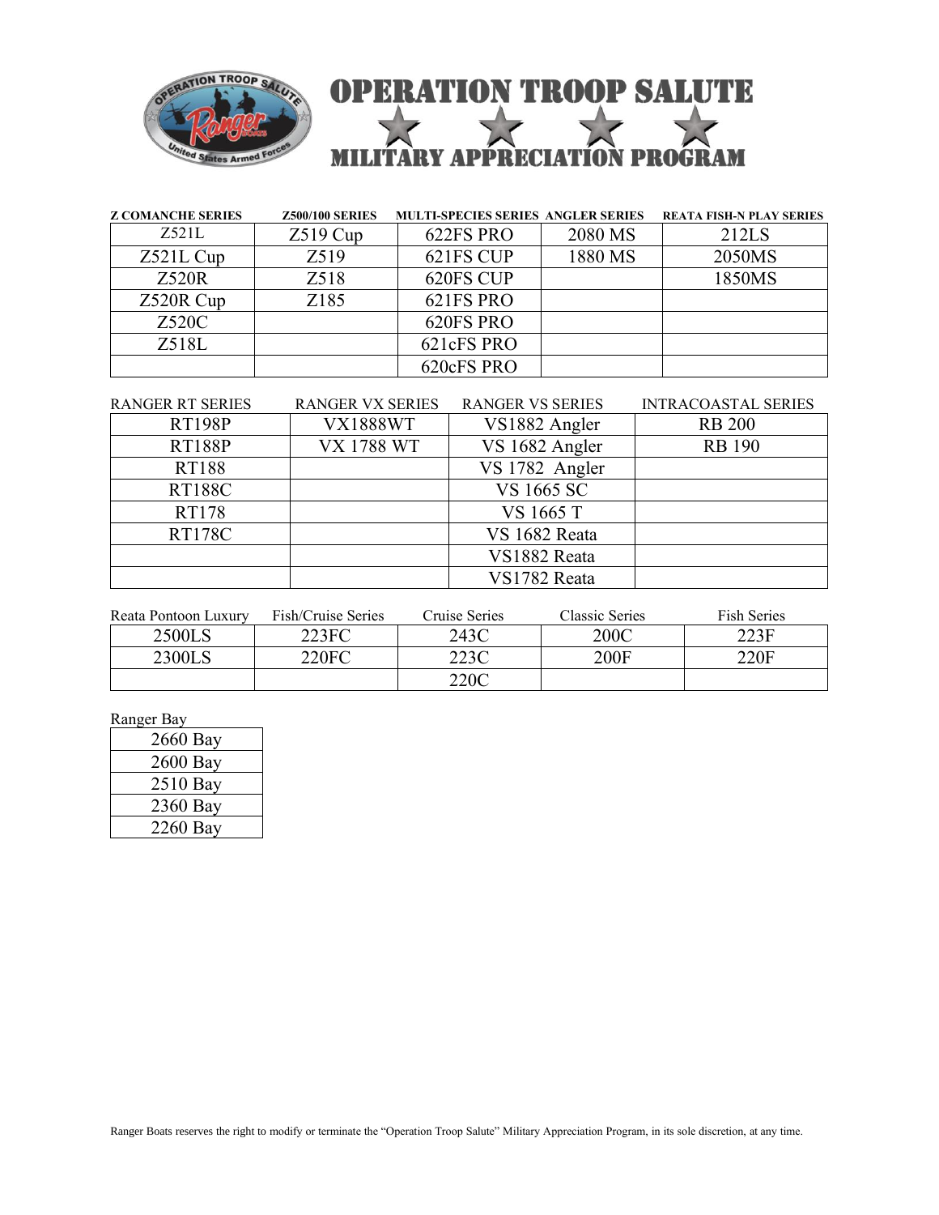# OPERATION TROOP SALUTE

## MILITARY APPRECIATION PROGRAM

| Z COMANCHE SERIES | Z500/100 SERIES | MULTI-SPECIES SERIES | ANGLER SERIES | REATA FISH-N PLAY SERIES |
|---|---|---|---|---|
| Z521L | Z519 Cup | 622FS PRO | 2080 MS | 212LS |
| Z521L Cup | Z519 | 621FS CUP | 1880 MS | 2050MS |
| Z520R | Z518 | 620FS CUP | | 1850MS |
| Z520R Cup | Z185 | 621FS PRO | | |
| Z520C | | 620FS PRO | | |
| Z518L | | 621cFS PRO | | |
| | | 620cFS PRO | | |

| RANGER RT SERIES | RANGER VX SERIES | RANGER VS SERIES | INTRACOASTAL SERIES |
|---|---|---|---|
| RT198P | VX1888WT | VS1882 Angler | RB 200 |
| RT188P | VX 1788 WT | VS 1682 Angler | RB 190 |
| RT188 | | VS 1782 Angler | |
| RT188C | | VS 1665 SC | |
| RT178 | | VS 1665 T | |
| RT178C | | VS 1682 Reata | |
| | | VS1882 Reata | |
| | | VS1782 Reata | |

| Reata Pontoon Luxury | Fish/Cruise Series | Cruise Series | Classic Series | Fish Series |
|---|---|---|---|---|
| 2500LS | 223FC | 243C | 200C | 223F |
| 2300LS | 220FC | 223C | 200F | 220F |
| | | 220C | | |

| Ranger Bay |
|---|
| 2660 Bay |
| 2600 Bay |
| 2510 Bay |
| 2360 Bay |
| 2260 Bay |

Ranger Boats reserves the right to modify or terminate the "Operation Troop Salute" Military Appreciation Program, in its sole discretion, at any time.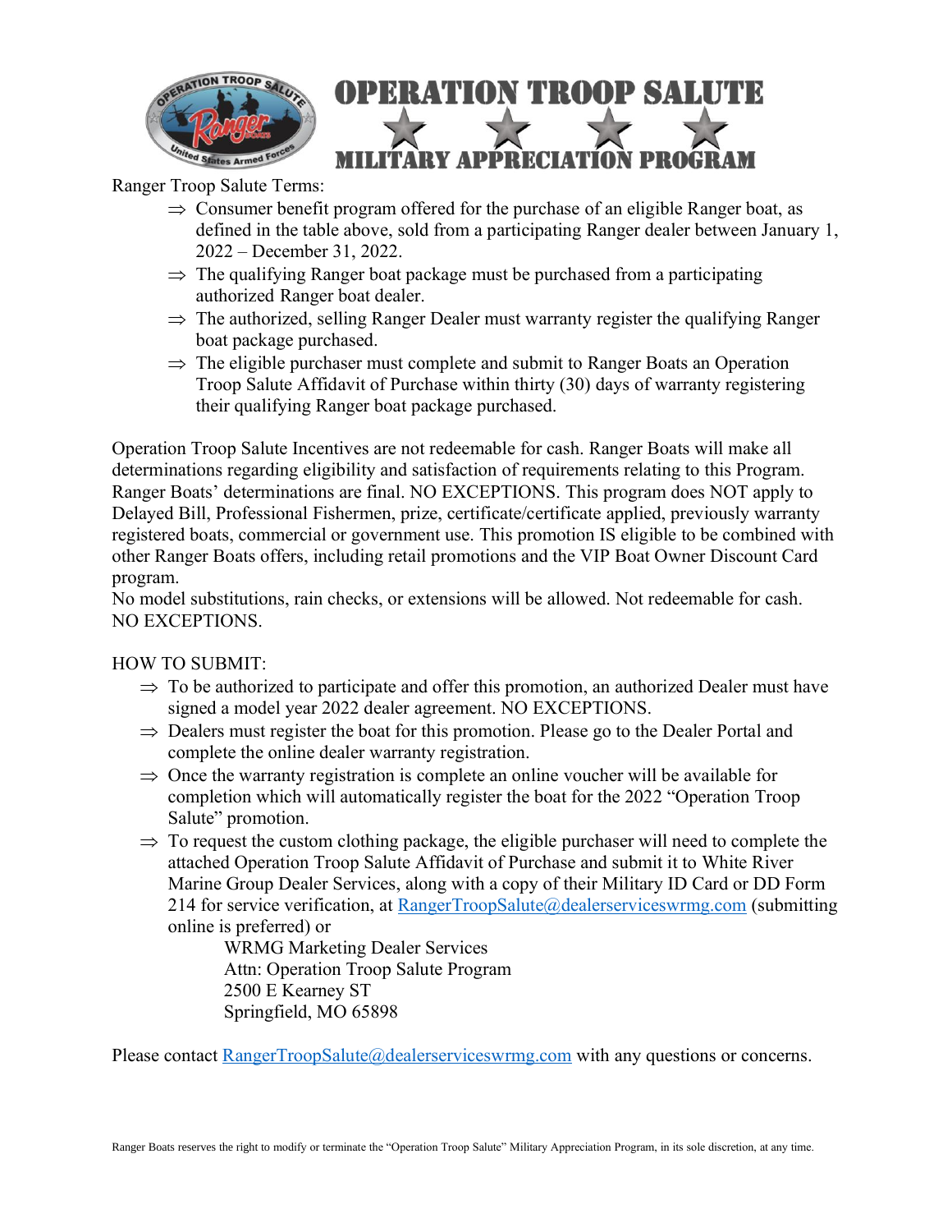# OPERATION TROOP SALUTE

## MILITARY APPRECIATION PROGRAM

Ranger Troop Salute Terms:

- ⇒ Consumer benefit program offered for the purchase of an eligible Ranger boat, as defined in the table above, sold from a participating Ranger dealer between January 1, 2022 – December 31, 2022.
- ⇒ The qualifying Ranger boat package must be purchased from a participating authorized Ranger boat dealer.
- ⇒ The authorized, selling Ranger Dealer must warranty register the qualifying Ranger boat package purchased.
- ⇒ The eligible purchaser must complete and submit to Ranger Boats an Operation Troop Salute Affidavit of Purchase within thirty (30) days of warranty registering their qualifying Ranger boat package purchased.

Operation Troop Salute Incentives are not redeemable for cash. Ranger Boats will make all determinations regarding eligibility and satisfaction of requirements relating to this Program. Ranger Boats' determinations are final. NO EXCEPTIONS. This program does NOT apply to Delayed Bill, Professional Fishermen, prize, certificate/certificate applied, previously warranty registered boats, commercial or government use. This promotion IS eligible to be combined with other Ranger Boats offers, including retail promotions and the VIP Boat Owner Discount Card program.
No model substitutions, rain checks, or extensions will be allowed. Not redeemable for cash. NO EXCEPTIONS.

HOW TO SUBMIT:

- ⇒ To be authorized to participate and offer this promotion, an authorized Dealer must have signed a model year 2022 dealer agreement. NO EXCEPTIONS.
- ⇒ Dealers must register the boat for this promotion. Please go to the Dealer Portal and complete the online dealer warranty registration.
- ⇒ Once the warranty registration is complete an online voucher will be available for completion which will automatically register the boat for the 2022 "Operation Troop Salute" promotion.
- ⇒ To request the custom clothing package, the eligible purchaser will need to complete the attached Operation Troop Salute Affidavit of Purchase and submit it to White River Marine Group Dealer Services, along with a copy of their Military ID Card or DD Form 214 for service verification, at RangerTroopSalute@dealerserviceswrmg.com (submitting online is preferred) or

  WRMG Marketing Dealer Services
  Attn: Operation Troop Salute Program
  2500 E Kearney ST
  Springfield, MO 65898

Please contact RangerTroopSalute@dealerserviceswrmg.com with any questions or concerns.

Ranger Boats reserves the right to modify or terminate the "Operation Troop Salute" Military Appreciation Program, in its sole discretion, at any time.